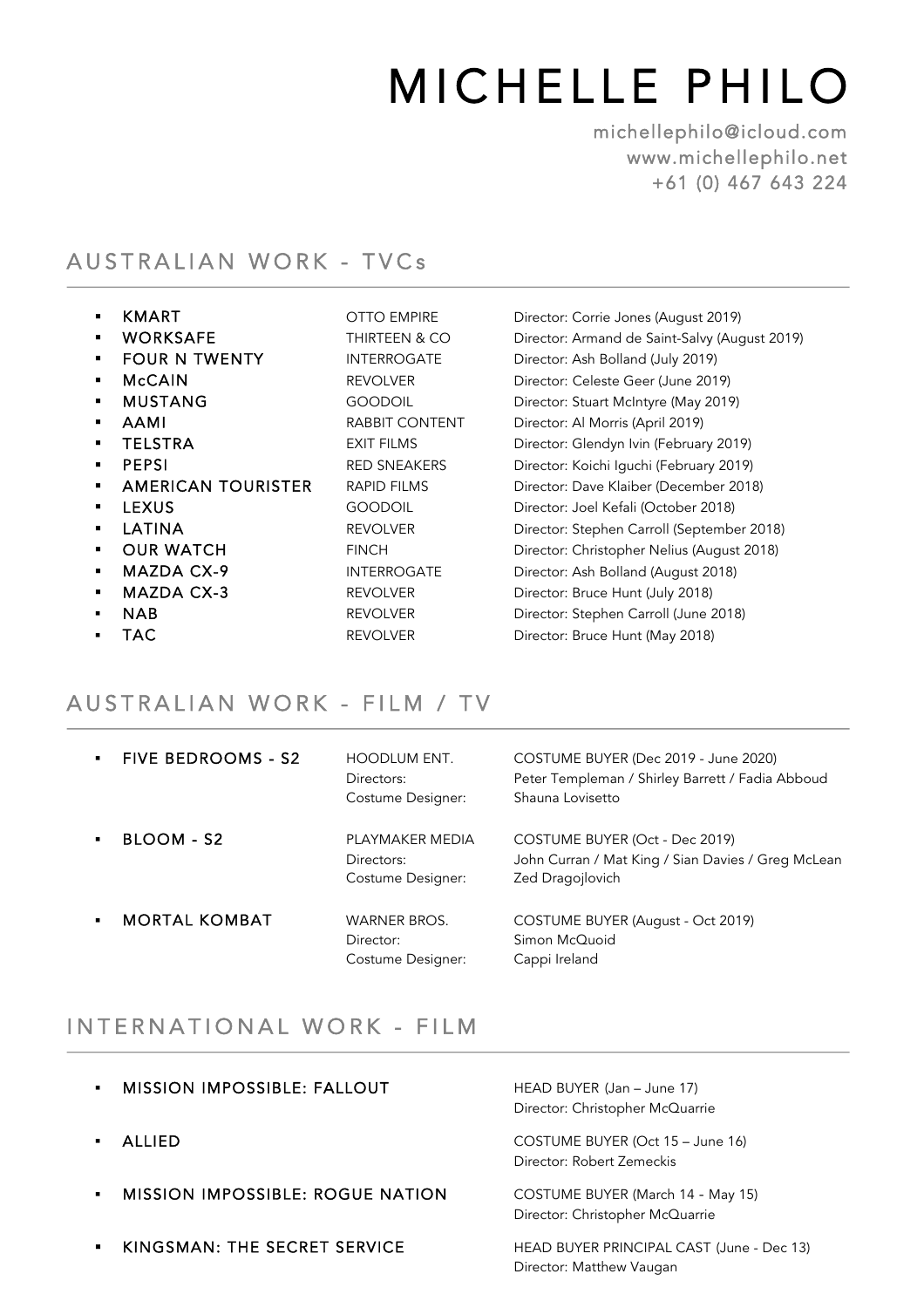# MICHELLE PHILO

michellephilo@icloud.com
www.michellephilo.net
+61 (0) 467 643 224

## AUSTRALIAN WORK - TVCs

| | | |
|---|---|---|
| KMART | OTTO EMPIRE | Director: Corrie Jones (August 2019) |
| WORKSAFE | THIRTEEN & CO | Director: Armand de Saint-Salvy (August 2019) |
| FOUR N TWENTY | INTERROGATE | Director: Ash Bolland (July 2019) |
| McCAIN | REVOLVER | Director: Celeste Geer (June 2019) |
| MUSTANG | GOODOIL | Director: Stuart McIntyre (May 2019) |
| AAMI | RABBIT CONTENT | Director: Al Morris (April 2019) |
| TELSTRA | EXIT FILMS | Director: Glendyn Ivin (February 2019) |
| PEPSI | RED SNEAKERS | Director: Koichi Iguchi (February 2019) |
| AMERICAN TOURISTER | RAPID FILMS | Director: Dave Klaiber (December 2018) |
| LEXUS | GOODOIL | Director: Joel Kefali (October 2018) |
| LATINA | REVOLVER | Director: Stephen Carroll (September 2018) |
| OUR WATCH | FINCH | Director: Christopher Nelius (August 2018) |
| MAZDA CX-9 | INTERROGATE | Director: Ash Bolland (August 2018) |
| MAZDA CX-3 | REVOLVER | Director: Bruce Hunt (July 2018) |
| NAB | REVOLVER | Director: Stephen Carroll (June 2018) |
| TAC | REVOLVER | Director: Bruce Hunt (May 2018) |

## AUSTRALIAN WORK - FILM / TV

- **FIVE BEDROOMS - S2**
  HOODLUM ENT. — COSTUME BUYER (Dec 2019 - June 2020)
  Directors: Peter Templeman / Shirley Barrett / Fadia Abboud
  Costume Designer: Shauna Lovisetto

- **BLOOM - S2**
  PLAYMAKER MEDIA — COSTUME BUYER (Oct - Dec 2019)
  Directors: John Curran / Mat King / Sian Davies / Greg McLean
  Costume Designer: Zed Dragojlovich

- **MORTAL KOMBAT**
  WARNER BROS. — COSTUME BUYER (August - Oct 2019)
  Director: Simon McQuoid
  Costume Designer: Cappi Ireland

## INTERNATIONAL WORK - FILM

- **MISSION IMPOSSIBLE: FALLOUT**
  HEAD BUYER (Jan – June 17)
  Director: Christopher McQuarrie

- **ALLIED**
  COSTUME BUYER (Oct 15 – June 16)
  Director: Robert Zemeckis

- **MISSION IMPOSSIBLE: ROGUE NATION**
  COSTUME BUYER (March 14 - May 15)
  Director: Christopher McQuarrie

- **KINGSMAN: THE SECRET SERVICE**
  HEAD BUYER PRINCIPAL CAST (June - Dec 13)
  Director: Matthew Vaugan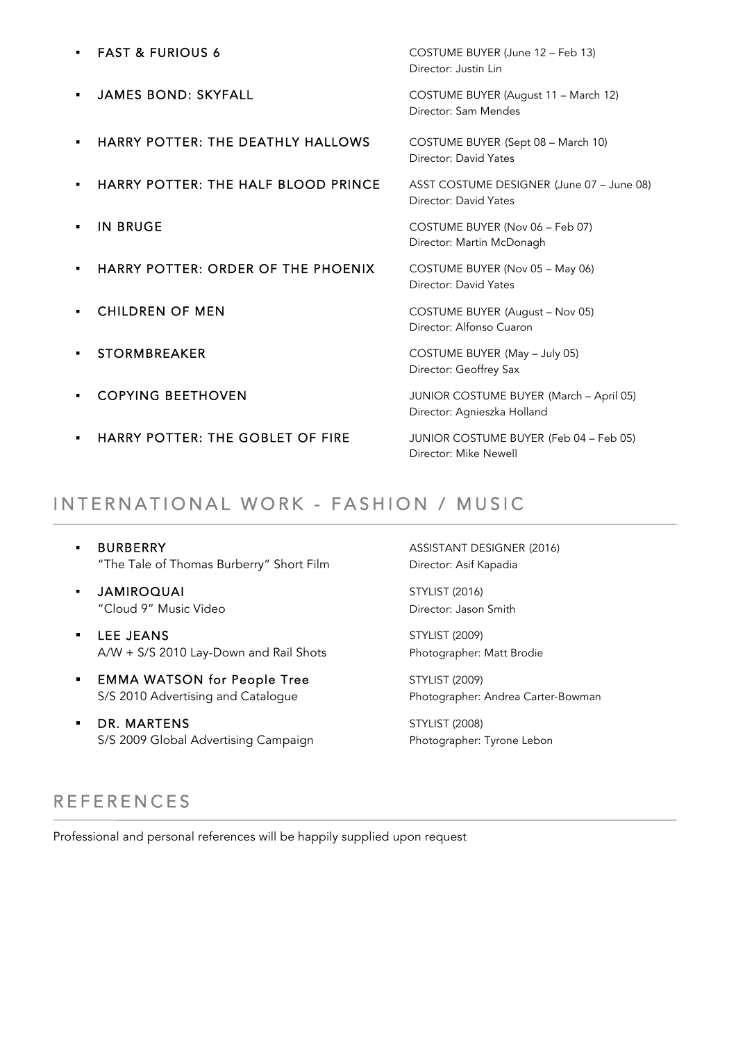- **FAST & FURIOUS 6** — COSTUME BUYER (June 12 – Feb 13)
  Director: Justin Lin
- **JAMES BOND: SKYFALL** — COSTUME BUYER (August 11 – March 12)
  Director: Sam Mendes
- **HARRY POTTER: THE DEATHLY HALLOWS** — COSTUME BUYER (Sept 08 – March 10)
  Director: David Yates
- **HARRY POTTER: THE HALF BLOOD PRINCE** — ASST COSTUME DESIGNER (June 07 – June 08)
  Director: David Yates
- **IN BRUGE** — COSTUME BUYER (Nov 06 – Feb 07)
  Director: Martin McDonagh
- **HARRY POTTER: ORDER OF THE PHOENIX** — COSTUME BUYER (Nov 05 – May 06)
  Director: David Yates
- **CHILDREN OF MEN** — COSTUME BUYER (August – Nov 05)
  Director: Alfonso Cuaron
- **STORMBREAKER** — COSTUME BUYER (May – July 05)
  Director: Geoffrey Sax
- **COPYING BEETHOVEN** — JUNIOR COSTUME BUYER (March – April 05)
  Director: Agnieszka Holland
- **HARRY POTTER: THE GOBLET OF FIRE** — JUNIOR COSTUME BUYER (Feb 04 – Feb 05)
  Director: Mike Newell

## INTERNATIONAL WORK - FASHION / MUSIC

- **BURBERRY** — ASSISTANT DESIGNER (2016)
  "The Tale of Thomas Burberry" Short Film — Director: Asif Kapadia
- **JAMIROQUAI** — STYLIST (2016)
  "Cloud 9" Music Video — Director: Jason Smith
- **LEE JEANS** — STYLIST (2009)
  A/W + S/S 2010 Lay-Down and Rail Shots — Photographer: Matt Brodie
- **EMMA WATSON for People Tree** — STYLIST (2009)
  S/S 2010 Advertising and Catalogue — Photographer: Andrea Carter-Bowman
- **DR. MARTENS** — STYLIST (2008)
  S/S 2009 Global Advertising Campaign — Photographer: Tyrone Lebon

## REFERENCES

Professional and personal references will be happily supplied upon request